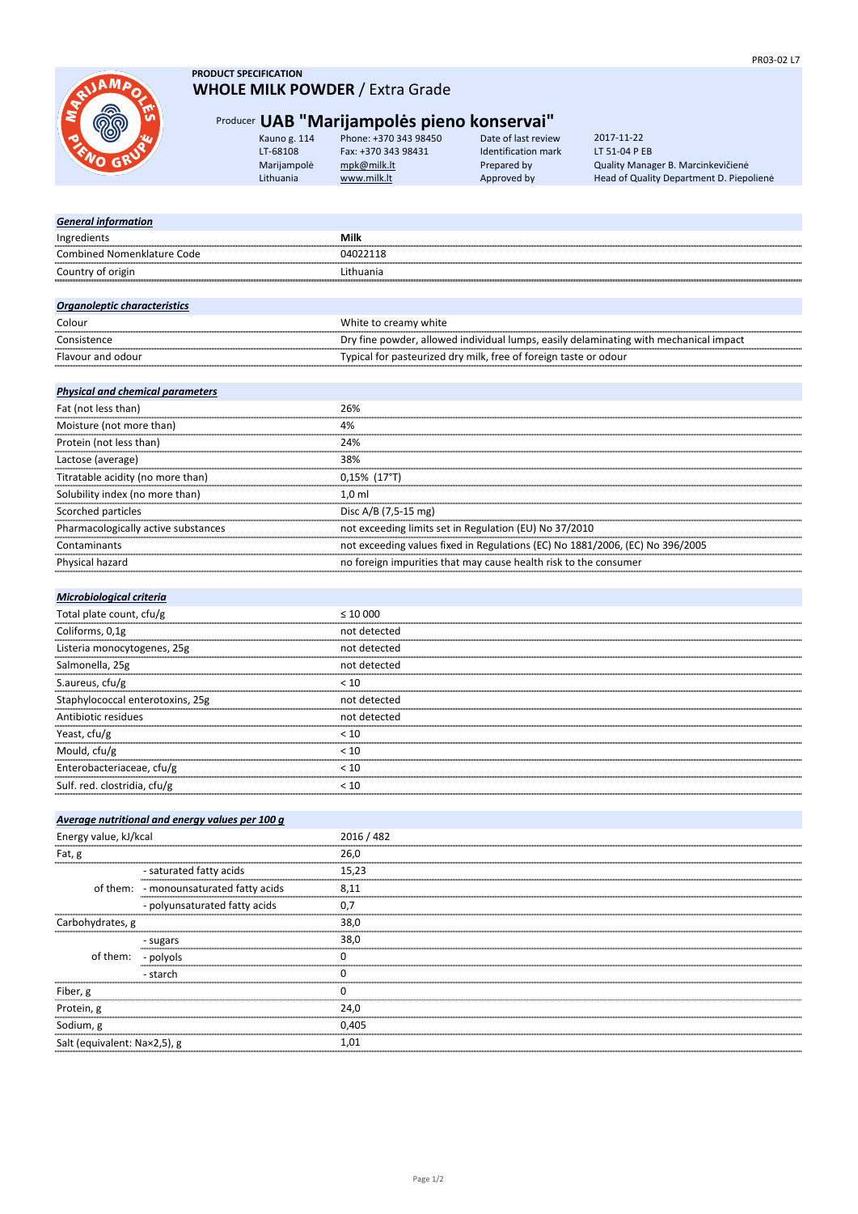PR03-02 L7

**PRODUCT SPECIFICATION**

# WHOLE MILK POWDER / Extra Grade

## Producer UAB "Marijampolės pieno konservai"

| | | | |
|---|---|---|---|
| Kauno g. 114 | Phone: +370 343 98450 | Date of last review | 2017-11-22 |
| LT-68108 | Fax: +370 343 98431 | Identification mark | LT 51-04 P EB |
| Marijampolė | mpk@milk.lt | Prepared by | Quality Manager B. Marcinkevičienė |
| Lithuania | www.milk.lt | Approved by | Head of Quality Department D. Piepolienė |

| ***General information*** | |
|---|---|
| Ingredients | **Milk** |
| Combined Nomenklature Code | 04022118 |
| Country of origin | Lithuania |

| ***Organoleptic characteristics*** | |
|---|---|
| Colour | White to creamy white |
| Consistence | Dry fine powder, allowed individual lumps, easily delaminating with mechanical impact |
| Flavour and odour | Typical for pasteurized dry milk, free of foreign taste or odour |

| ***Physical and chemical parameters*** | |
|---|---|
| Fat (not less than) | 26% |
| Moisture (not more than) | 4% |
| Protein (not less than) | 24% |
| Lactose (average) | 38% |
| Titratable acidity (no more than) | 0,15% (17°T) |
| Solubility index (no more than) | 1,0 ml |
| Scorched particles | Disc A/B (7,5-15 mg) |
| Pharmacologically active substances | not exceeding limits set in Regulation (EU) No 37/2010 |
| Contaminants | not exceeding values fixed in Regulations (EC) No 1881/2006, (EC) No 396/2005 |
| Physical hazard | no foreign impurities that may cause health risk to the consumer |

| ***Microbiological criteria*** | |
|---|---|
| Total plate count, cfu/g | ≤ 10 000 |
| Coliforms, 0,1g | not detected |
| Listeria monocytogenes, 25g | not detected |
| Salmonella, 25g | not detected |
| S.aureus, cfu/g | < 10 |
| Staphylococcal enterotoxins, 25g | not detected |
| Antibiotic residues | not detected |
| Yeast, cfu/g | < 10 |
| Mould, cfu/g | < 10 |
| Enterobacteriaceae, cfu/g | < 10 |
| Sulf. red. clostridia, cfu/g | < 10 |

| ***Average nutritional and energy values per 100 g*** | | |
|---|---|---|
| Energy value, kJ/kcal | | 2016 / 482 |
| Fat, g | | 26,0 |
| of them: | - saturated fatty acids | 15,23 |
| | - monounsaturated fatty acids | 8,11 |
| | - polyunsaturated fatty acids | 0,7 |
| Carbohydrates, g | | 38,0 |
| of them: | - sugars | 38,0 |
| | - polyols | 0 |
| | - starch | 0 |
| Fiber, g | | 0 |
| Protein, g | | 24,0 |
| Sodium, g | | 0,405 |
| Salt (equivalent: Na×2,5), g | | 1,01 |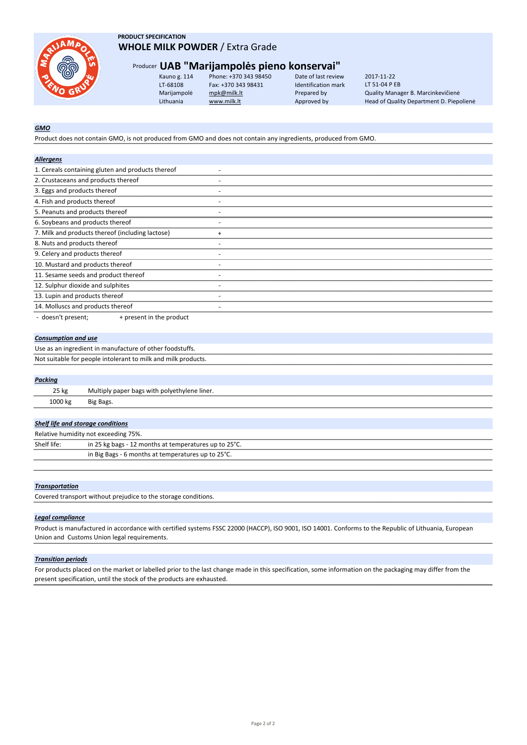**PRODUCT SPECIFICATION**

# WHOLE MILK POWDER / Extra Grade

Producer **UAB "Marijampolės pieno konservai"**

| | | | |
|---|---|---|---|
| Kauno g. 114 | Phone: +370 343 98450 | Date of last review | 2017-11-22 |
| LT-68108 | Fax: +370 343 98431 | Identification mark | LT 51-04 P EB |
| Marijampolė | mpk@milk.lt | Prepared by | Quality Manager B. Marcinkevičienė |
| Lithuania | www.milk.lt | Approved by | Head of Quality Department D. Piepolienė |

## *GMO*

Product does not contain GMO, is not produced from GMO and does not contain any ingredients, produced from GMO.

## *Allergens*

| | |
|---|---|
| 1. Cereals containing gluten and products thereof | - |
| 2. Crustaceans and products thereof | - |
| 3. Eggs and products thereof | - |
| 4. Fish and products thereof | - |
| 5. Peanuts and products thereof | - |
| 6. Soybeans and products thereof | - |
| 7. Milk and products thereof (including lactose) | + |
| 8. Nuts and products thereof | - |
| 9. Celery and products thereof | - |
| 10. Mustard and products thereof | - |
| 11. Sesame seeds and product thereof | - |
| 12. Sulphur dioxide and sulphites | - |
| 13. Lupin and products thereof | - |
| 14. Molluscs and products thereof | - |

\- doesn't present; + present in the product

## *Consumption and use*

Use as an ingredient in manufacture of other foodstuffs.

Not suitable for people intolerant to milk and milk products.

## *Packing*

| | |
|---|---|
| 25 kg | Multiply paper bags with polyethylene liner. |
| 1000 kg | Big Bags. |

## *Shelf life and storage conditions*

Relative humidity not exceeding 75%.

| | |
|---|---|
| Shelf life: | in 25 kg bags - 12 months at temperatures up to 25°C. |
| | in Big Bags - 6 months at temperatures up to 25°C. |

## *Transportation*

Covered transport without prejudice to the storage conditions.

## *Legal compliance*

Product is manufactured in accordance with certified systems FSSC 22000 (HACCP), ISO 9001, ISO 14001. Conforms to the Republic of Lithuania, European Union and Customs Union legal requirements.

## *Transition periods*

For products placed on the market or labelled prior to the last change made in this specification, some information on the packaging may differ from the present specification, until the stock of the products are exhausted.